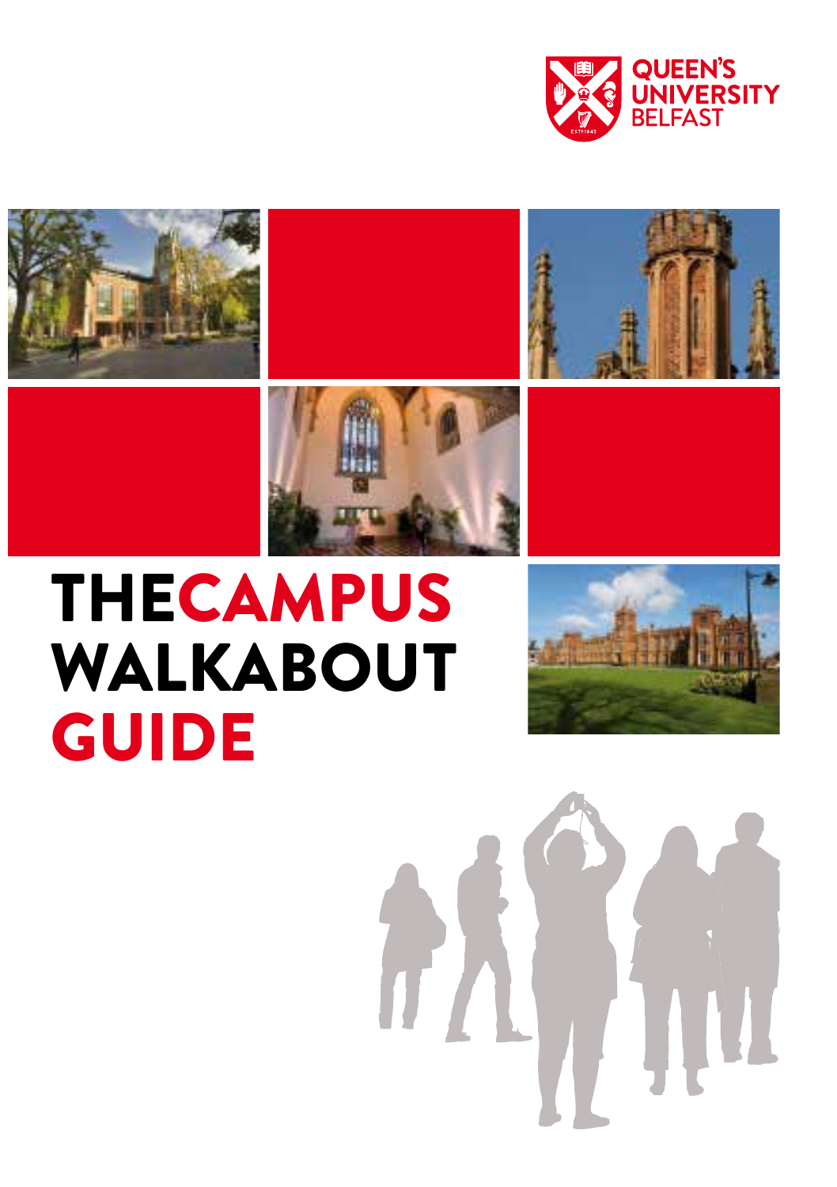QUEEN'S UNIVERSITY BELFAST

# THE CAMPUS WALKABOUT GUIDE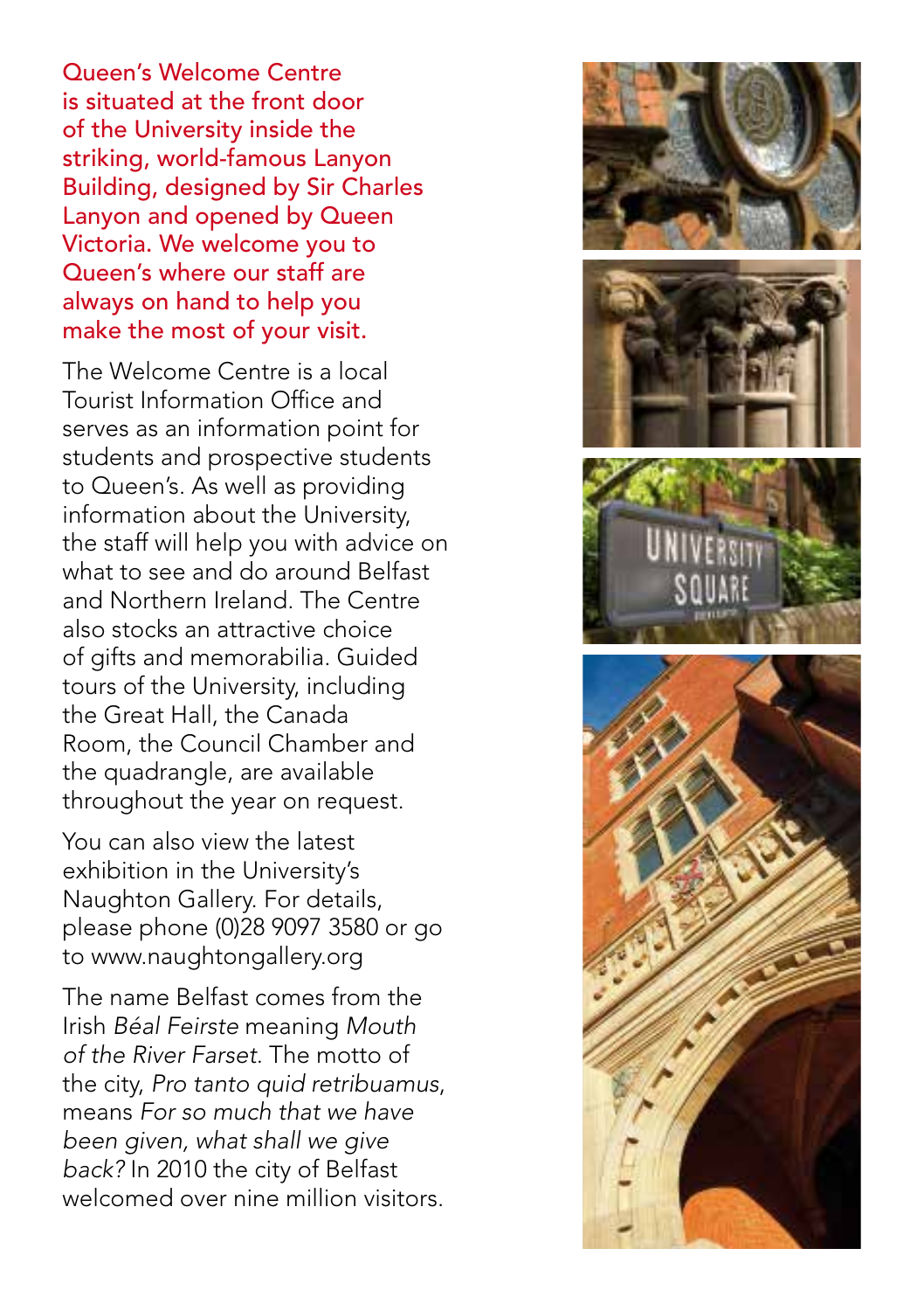Queen's Welcome Centre is situated at the front door of the University inside the striking, world-famous Lanyon Building, designed by Sir Charles Lanyon and opened by Queen Victoria. We welcome you to Queen's where our staff are always on hand to help you make the most of your visit.

The Welcome Centre is a local Tourist Information Office and serves as an information point for students and prospective students to Queen's. As well as providing information about the University, the staff will help you with advice on what to see and do around Belfast and Northern Ireland. The Centre also stocks an attractive choice of gifts and memorabilia. Guided tours of the University, including the Great Hall, the Canada Room, the Council Chamber and the quadrangle, are available throughout the year on request.

You can also view the latest exhibition in the University's Naughton Gallery. For details, please phone (0)28 9097 3580 or go to www.naughtongallery.org

The name Belfast comes from the Irish *Béal Feirste* meaning *Mouth of the River Farset*. The motto of the city, *Pro tanto quid retribuamus*, means *For so much that we have been given, what shall we give back?* In 2010 the city of Belfast welcomed over nine million visitors.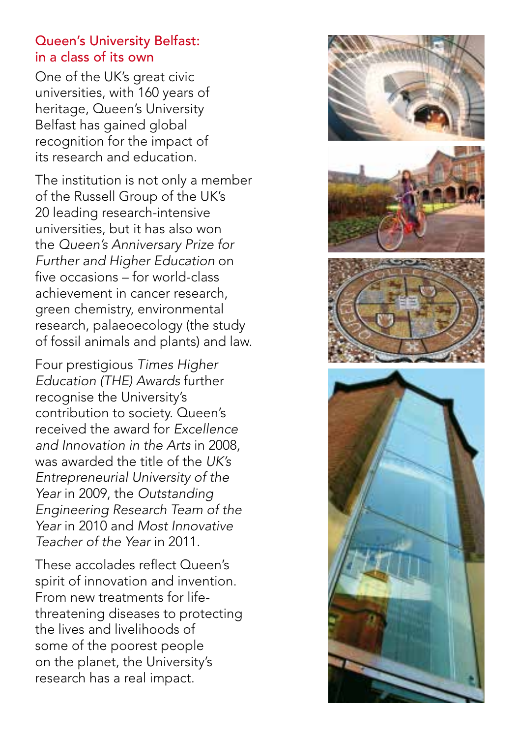## Queen's University Belfast: in a class of its own

One of the UK's great civic universities, with 160 years of heritage, Queen's University Belfast has gained global recognition for the impact of its research and education.

The institution is not only a member of the Russell Group of the UK's 20 leading research-intensive universities, but it has also won the *Queen's Anniversary Prize for Further and Higher Education* on five occasions – for world-class achievement in cancer research, green chemistry, environmental research, palaeoecology (the study of fossil animals and plants) and law.

Four prestigious *Times Higher Education (THE) Awards* further recognise the University's contribution to society. Queen's received the award for *Excellence and Innovation in the Arts* in 2008, was awarded the title of the *UK's Entrepreneurial University of the Year* in 2009, the *Outstanding Engineering Research Team of the Year* in 2010 and *Most Innovative Teacher of the Year* in 2011.

These accolades reflect Queen's spirit of innovation and invention. From new treatments for life-threatening diseases to protecting the lives and livelihoods of some of the poorest people on the planet, the University's research has a real impact.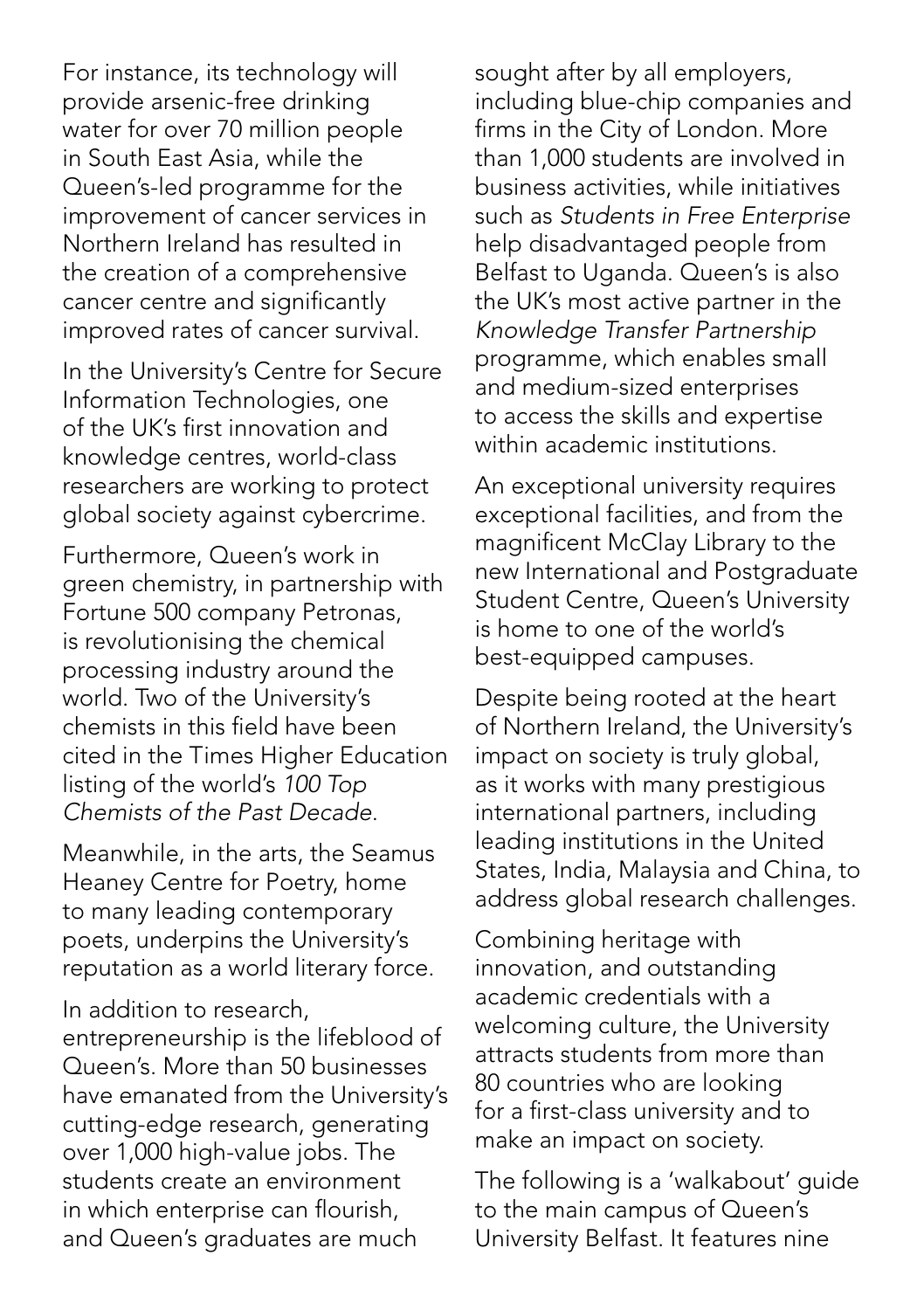For instance, its technology will provide arsenic-free drinking water for over 70 million people in South East Asia, while the Queen's-led programme for the improvement of cancer services in Northern Ireland has resulted in the creation of a comprehensive cancer centre and significantly improved rates of cancer survival.

In the University's Centre for Secure Information Technologies, one of the UK's first innovation and knowledge centres, world-class researchers are working to protect global society against cybercrime.

Furthermore, Queen's work in green chemistry, in partnership with Fortune 500 company Petronas, is revolutionising the chemical processing industry around the world. Two of the University's chemists in this field have been cited in the Times Higher Education listing of the world's *100 Top Chemists of the Past Decade*.

Meanwhile, in the arts, the Seamus Heaney Centre for Poetry, home to many leading contemporary poets, underpins the University's reputation as a world literary force.

In addition to research, entrepreneurship is the lifeblood of Queen's. More than 50 businesses have emanated from the University's cutting-edge research, generating over 1,000 high-value jobs. The students create an environment in which enterprise can flourish, and Queen's graduates are much sought after by all employers, including blue-chip companies and firms in the City of London. More than 1,000 students are involved in business activities, while initiatives such as *Students in Free Enterprise* help disadvantaged people from Belfast to Uganda. Queen's is also the UK's most active partner in the *Knowledge Transfer Partnership* programme, which enables small and medium-sized enterprises to access the skills and expertise within academic institutions.

An exceptional university requires exceptional facilities, and from the magnificent McClay Library to the new International and Postgraduate Student Centre, Queen's University is home to one of the world's best-equipped campuses.

Despite being rooted at the heart of Northern Ireland, the University's impact on society is truly global, as it works with many prestigious international partners, including leading institutions in the United States, India, Malaysia and China, to address global research challenges.

Combining heritage with innovation, and outstanding academic credentials with a welcoming culture, the University attracts students from more than 80 countries who are looking for a first-class university and to make an impact on society.

The following is a 'walkabout' guide to the main campus of Queen's University Belfast. It features nine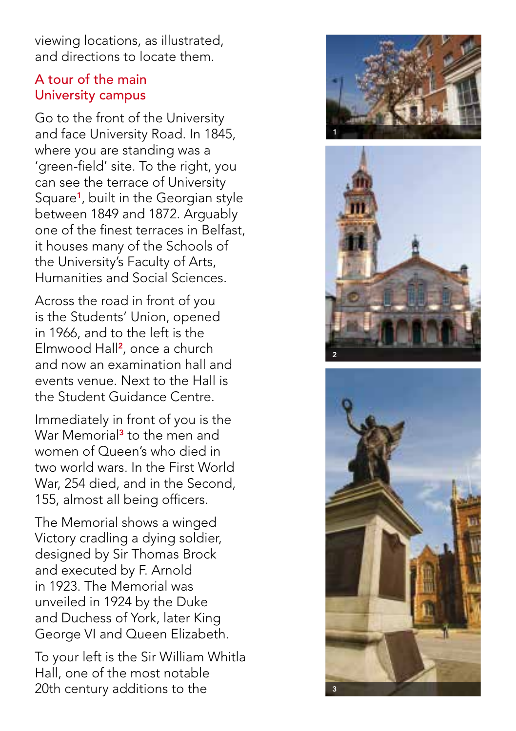viewing locations, as illustrated, and directions to locate them.

## A tour of the main University campus

Go to the front of the University and face University Road. In 1845, where you are standing was a 'green-field' site. To the right, you can see the terrace of University Square[1], built in the Georgian style between 1849 and 1872. Arguably one of the finest terraces in Belfast, it houses many of the Schools of the University's Faculty of Arts, Humanities and Social Sciences.

Across the road in front of you is the Students' Union, opened in 1966, and to the left is the Elmwood Hall[2], once a church and now an examination hall and events venue. Next to the Hall is the Student Guidance Centre.

Immediately in front of you is the War Memorial[3] to the men and women of Queen's who died in two world wars. In the First World War, 254 died, and in the Second, 155, almost all being officers.

The Memorial shows a winged Victory cradling a dying soldier, designed by Sir Thomas Brock and executed by F. Arnold in 1923. The Memorial was unveiled in 1924 by the Duke and Duchess of York, later King George VI and Queen Elizabeth.

To your left is the Sir William Whitla Hall, one of the most notable 20th century additions to the

1

2

3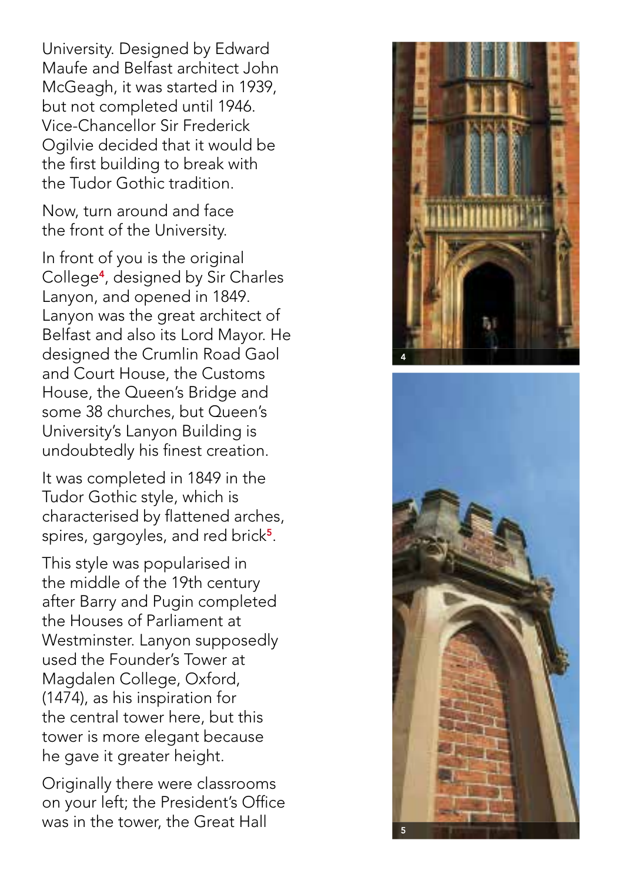University. Designed by Edward Maufe and Belfast architect John McGeagh, it was started in 1939, but not completed until 1946. Vice-Chancellor Sir Frederick Ogilvie decided that it would be the first building to break with the Tudor Gothic tradition.

Now, turn around and face the front of the University.

In front of you is the original College[4], designed by Sir Charles Lanyon, and opened in 1849. Lanyon was the great architect of Belfast and also its Lord Mayor. He designed the Crumlin Road Gaol and Court House, the Customs House, the Queen's Bridge and some 38 churches, but Queen's University's Lanyon Building is undoubtedly his finest creation.

It was completed in 1849 in the Tudor Gothic style, which is characterised by flattened arches, spires, gargoyles, and red brick[5].

This style was popularised in the middle of the 19th century after Barry and Pugin completed the Houses of Parliament at Westminster. Lanyon supposedly used the Founder's Tower at Magdalen College, Oxford, (1474), as his inspiration for the central tower here, but this tower is more elegant because he gave it greater height.

Originally there were classrooms on your left; the President's Office was in the tower, the Great Hall

4

5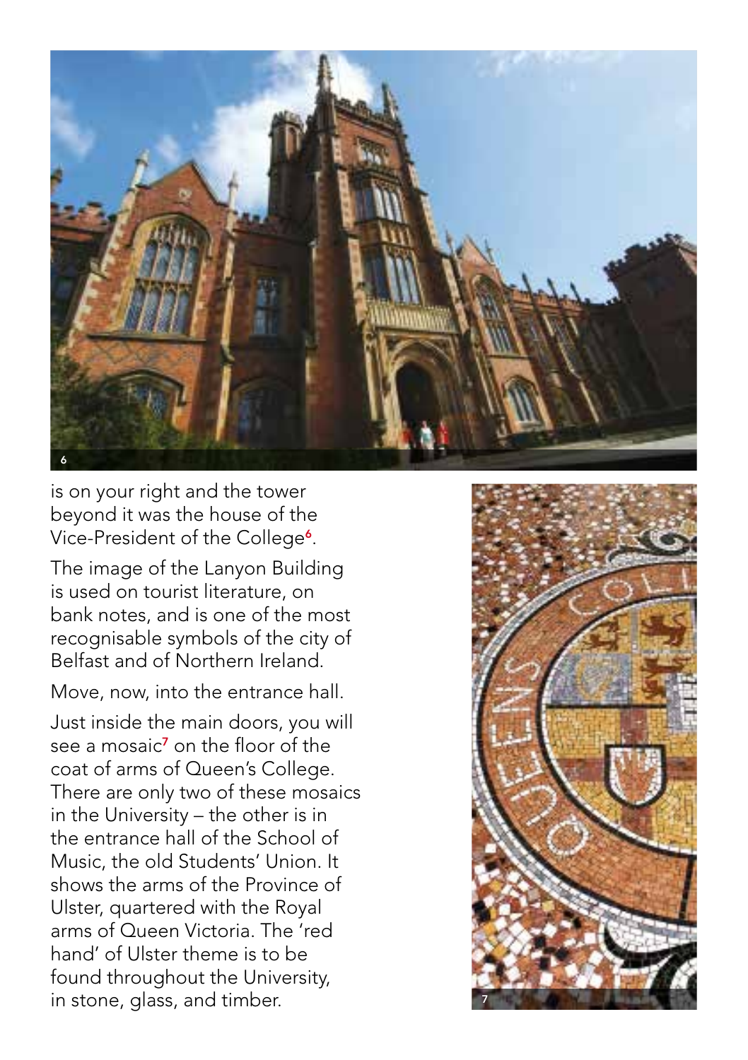is on your right and the tower beyond it was the house of the Vice-President of the College[6].

The image of the Lanyon Building is used on tourist literature, on bank notes, and is one of the most recognisable symbols of the city of Belfast and of Northern Ireland.

Move, now, into the entrance hall.

Just inside the main doors, you will see a mosaic[7] on the floor of the coat of arms of Queen's College. There are only two of these mosaics in the University – the other is in the entrance hall of the School of Music, the old Students' Union. It shows the arms of the Province of Ulster, quartered with the Royal arms of Queen Victoria. The 'red hand' of Ulster theme is to be found throughout the University, in stone, glass, and timber.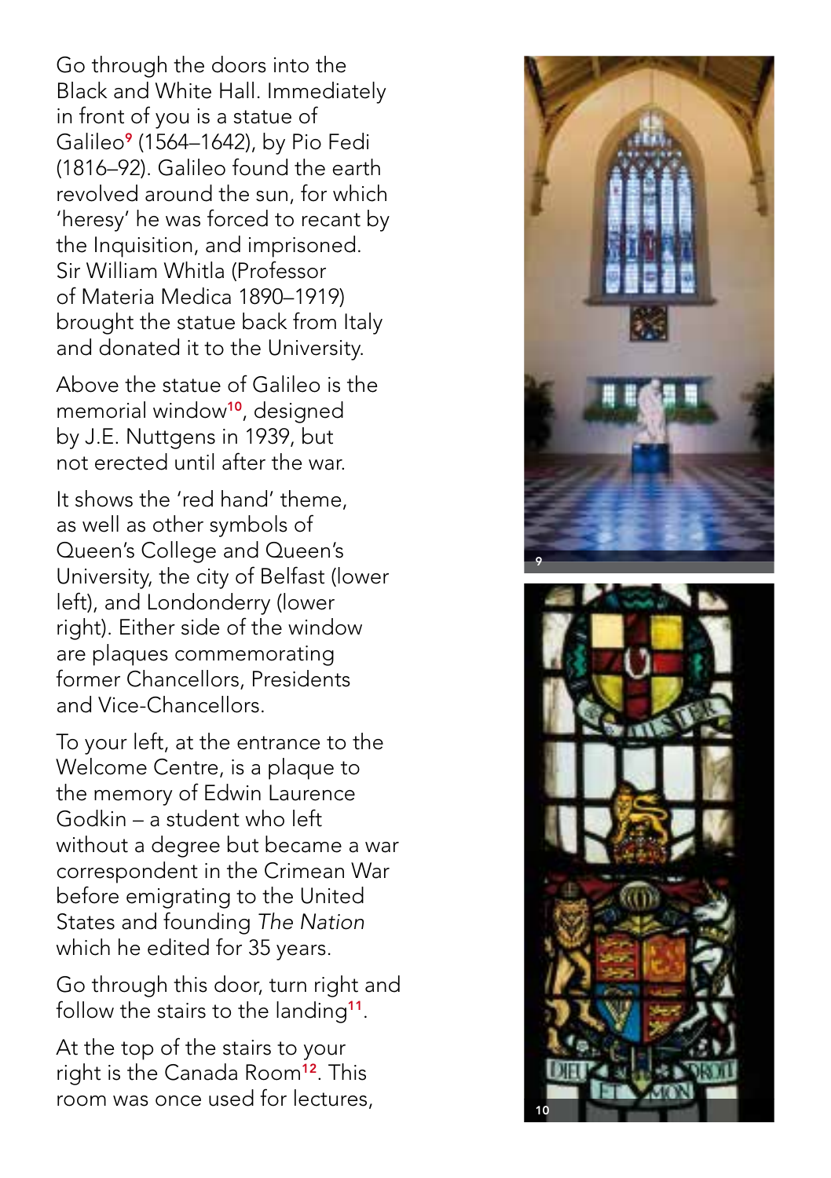Go through the doors into the Black and White Hall. Immediately in front of you is a statue of Galileo[9] (1564–1642), by Pio Fedi (1816–92). Galileo found the earth revolved around the sun, for which 'heresy' he was forced to recant by the Inquisition, and imprisoned. Sir William Whitla (Professor of Materia Medica 1890–1919) brought the statue back from Italy and donated it to the University.

Above the statue of Galileo is the memorial window[10], designed by J.E. Nuttgens in 1939, but not erected until after the war.

It shows the 'red hand' theme, as well as other symbols of Queen's College and Queen's University, the city of Belfast (lower left), and Londonderry (lower right). Either side of the window are plaques commemorating former Chancellors, Presidents and Vice-Chancellors.

To your left, at the entrance to the Welcome Centre, is a plaque to the memory of Edwin Laurence Godkin – a student who left without a degree but became a war correspondent in the Crimean War before emigrating to the United States and founding *The Nation* which he edited for 35 years.

Go through this door, turn right and follow the stairs to the landing[11].

At the top of the stairs to your right is the Canada Room[12]. This room was once used for lectures,

9

10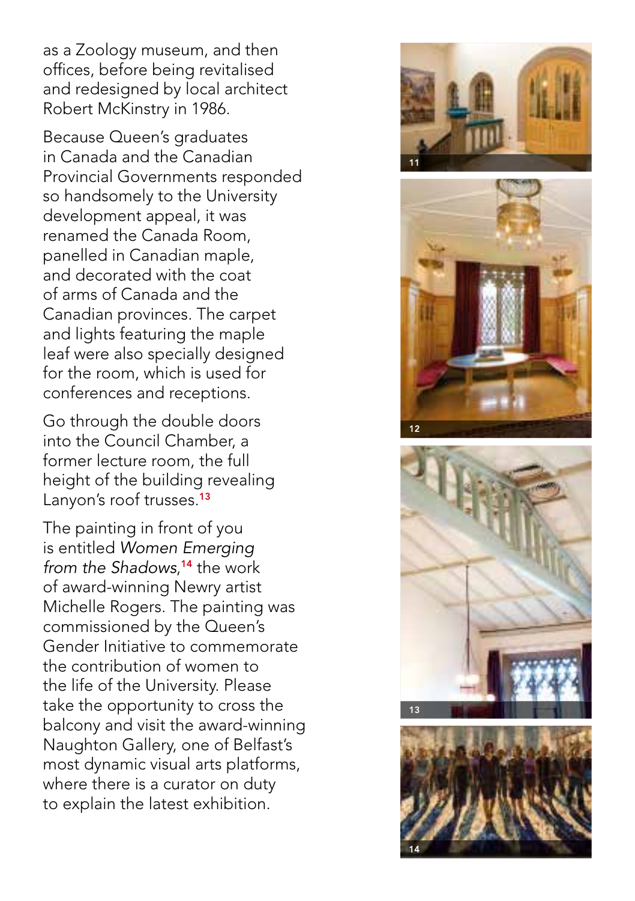as a Zoology museum, and then offices, before being revitalised and redesigned by local architect Robert McKinstry in 1986.

Because Queen's graduates in Canada and the Canadian Provincial Governments responded so handsomely to the University development appeal, it was renamed the Canada Room, panelled in Canadian maple, and decorated with the coat of arms of Canada and the Canadian provinces. The carpet and lights featuring the maple leaf were also specially designed for the room, which is used for conferences and receptions.

Go through the double doors into the Council Chamber, a former lecture room, the full height of the building revealing Lanyon's roof trusses.[13]

The painting in front of you is entitled *Women Emerging from the Shadows*,[14] the work of award-winning Newry artist Michelle Rogers. The painting was commissioned by the Queen's Gender Initiative to commemorate the contribution of women to the life of the University. Please take the opportunity to cross the balcony and visit the award-winning Naughton Gallery, one of Belfast's most dynamic visual arts platforms, where there is a curator on duty to explain the latest exhibition.

11

12

13

14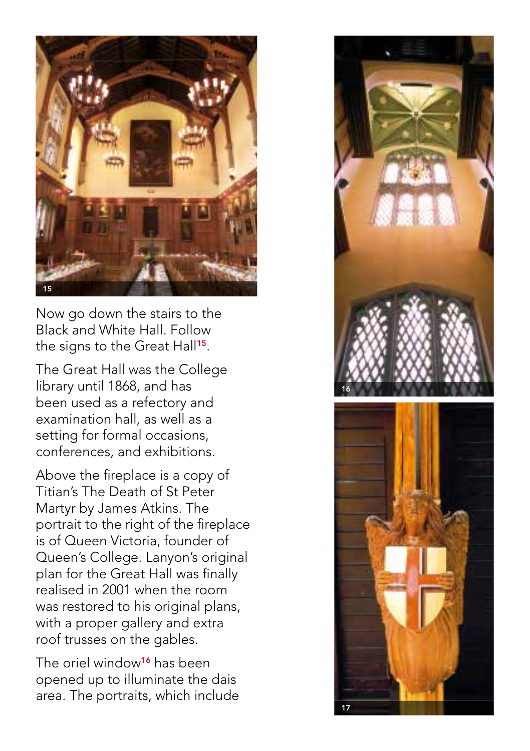Now go down the stairs to the Black and White Hall. Follow the signs to the Great Hall[15].

The Great Hall was the College library until 1868, and has been used as a refectory and examination hall, as well as a setting for formal occasions, conferences, and exhibitions.

Above the fireplace is a copy of Titian's The Death of St Peter Martyr by James Atkins. The portrait to the right of the fireplace is of Queen Victoria, founder of Queen's College. Lanyon's original plan for the Great Hall was finally realised in 2001 when the room was restored to his original plans, with a proper gallery and extra roof trusses on the gables.

The oriel window[16] has been opened up to illuminate the dais area. The portraits, which include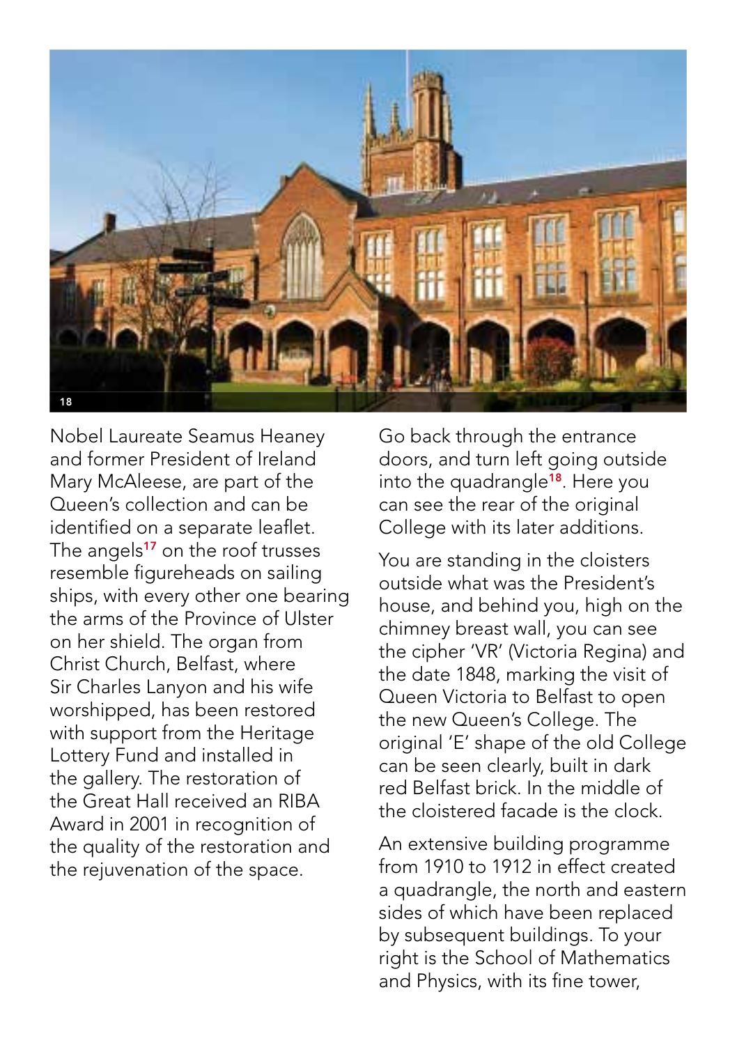Nobel Laureate Seamus Heaney and former President of Ireland Mary McAleese, are part of the Queen's collection and can be identified on a separate leaflet. The angels[17] on the roof trusses resemble figureheads on sailing ships, with every other one bearing the arms of the Province of Ulster on her shield. The organ from Christ Church, Belfast, where Sir Charles Lanyon and his wife worshipped, has been restored with support from the Heritage Lottery Fund and installed in the gallery. The restoration of the Great Hall received an RIBA Award in 2001 in recognition of the quality of the restoration and the rejuvenation of the space.

Go back through the entrance doors, and turn left going outside into the quadrangle[18]. Here you can see the rear of the original College with its later additions.

You are standing in the cloisters outside what was the President's house, and behind you, high on the chimney breast wall, you can see the cipher 'VR' (Victoria Regina) and the date 1848, marking the visit of Queen Victoria to Belfast to open the new Queen's College. The original 'E' shape of the old College can be seen clearly, built in dark red Belfast brick. In the middle of the cloistered facade is the clock.

An extensive building programme from 1910 to 1912 in effect created a quadrangle, the north and eastern sides of which have been replaced by subsequent buildings. To your right is the School of Mathematics and Physics, with its fine tower,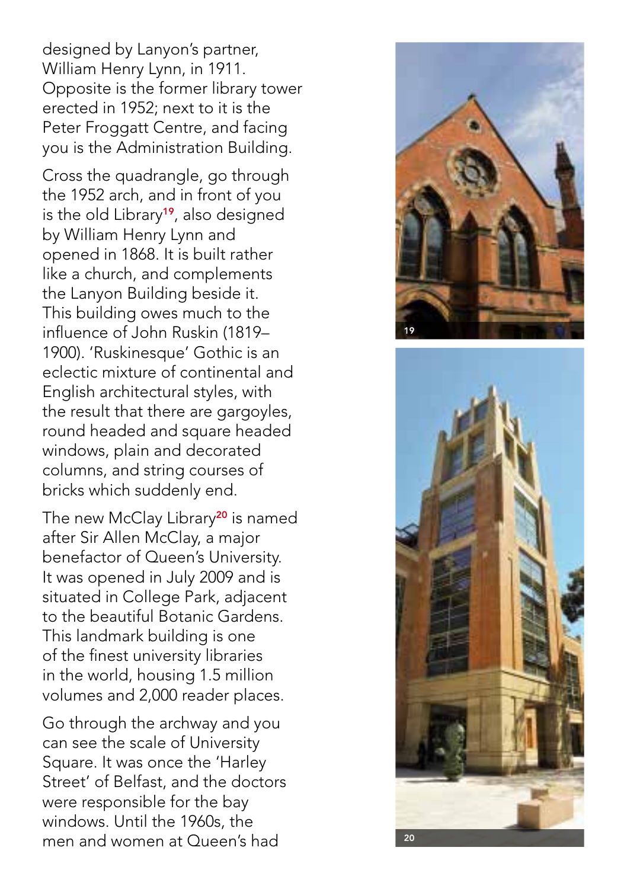designed by Lanyon's partner, William Henry Lynn, in 1911. Opposite is the former library tower erected in 1952; next to it is the Peter Froggatt Centre, and facing you is the Administration Building.

Cross the quadrangle, go through the 1952 arch, and in front of you is the old Library[19], also designed by William Henry Lynn and opened in 1868. It is built rather like a church, and complements the Lanyon Building beside it. This building owes much to the influence of John Ruskin (1819–1900). 'Ruskinesque' Gothic is an eclectic mixture of continental and English architectural styles, with the result that there are gargoyles, round headed and square headed windows, plain and decorated columns, and string courses of bricks which suddenly end.

The new McClay Library[20] is named after Sir Allen McClay, a major benefactor of Queen's University. It was opened in July 2009 and is situated in College Park, adjacent to the beautiful Botanic Gardens. This landmark building is one of the finest university libraries in the world, housing 1.5 million volumes and 2,000 reader places.

Go through the archway and you can see the scale of University Square. It was once the 'Harley Street' of Belfast, and the doctors were responsible for the bay windows. Until the 1960s, the men and women at Queen's had

19

20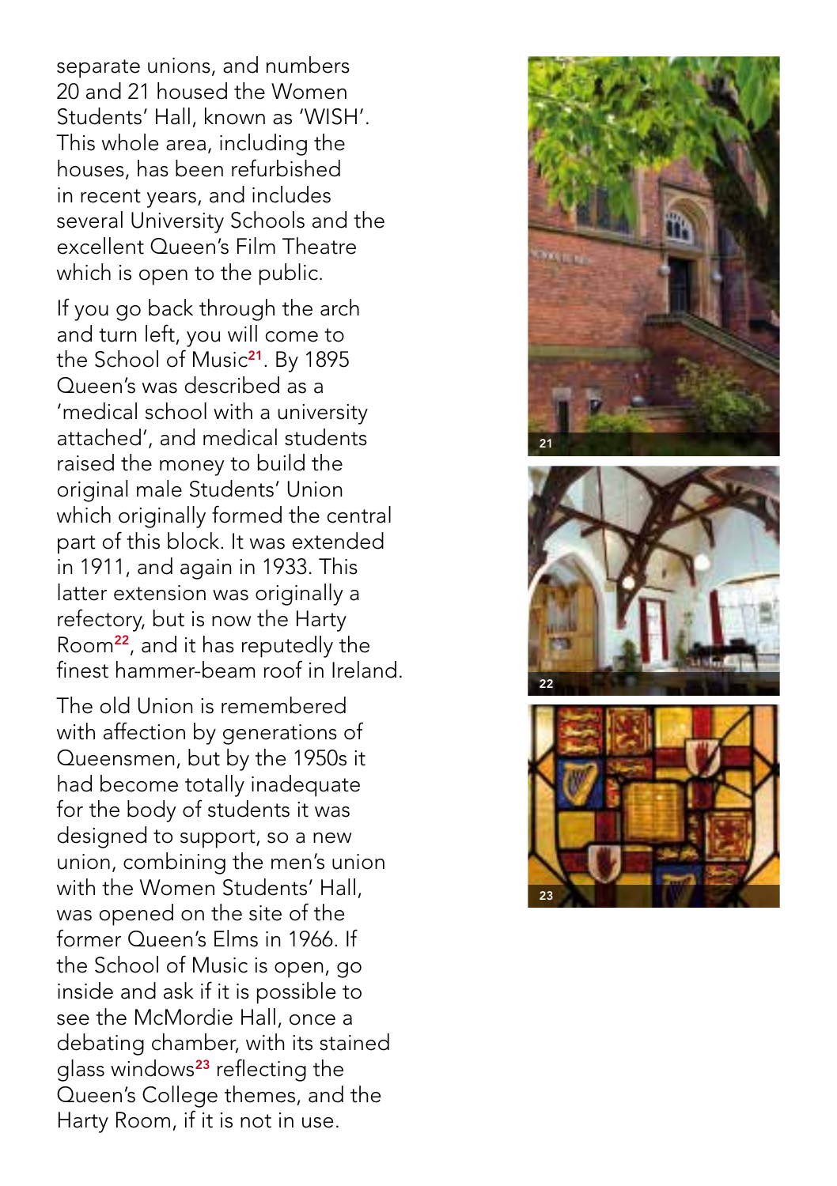separate unions, and numbers 20 and 21 housed the Women Students' Hall, known as 'WISH'. This whole area, including the houses, has been refurbished in recent years, and includes several University Schools and the excellent Queen's Film Theatre which is open to the public.

If you go back through the arch and turn left, you will come to the School of Music[21]. By 1895 Queen's was described as a 'medical school with a university attached', and medical students raised the money to build the original male Students' Union which originally formed the central part of this block. It was extended in 1911, and again in 1933. This latter extension was originally a refectory, but is now the Harty Room[22], and it has reputedly the finest hammer-beam roof in Ireland.

The old Union is remembered with affection by generations of Queensmen, but by the 1950s it had become totally inadequate for the body of students it was designed to support, so a new union, combining the men's union with the Women Students' Hall, was opened on the site of the former Queen's Elms in 1966. If the School of Music is open, go inside and ask if it is possible to see the McMordie Hall, once a debating chamber, with its stained glass windows[23] reflecting the Queen's College themes, and the Harty Room, if it is not in use.

21

22

23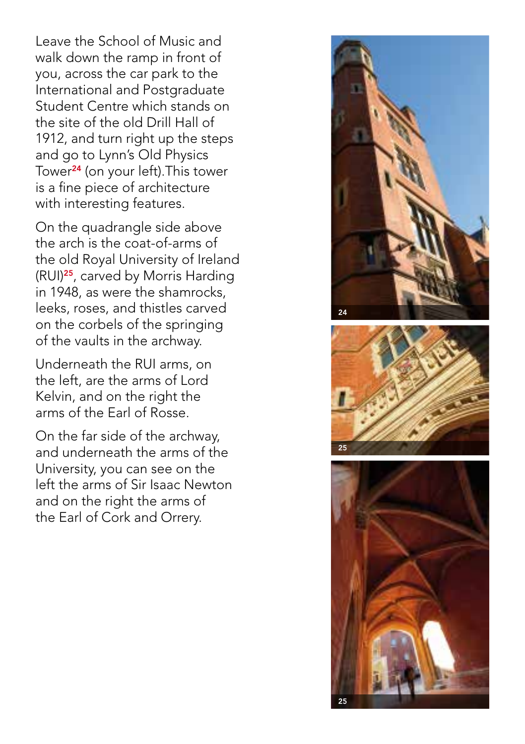Leave the School of Music and walk down the ramp in front of you, across the car park to the International and Postgraduate Student Centre which stands on the site of the old Drill Hall of 1912, and turn right up the steps and go to Lynn's Old Physics Tower[24] (on your left).This tower is a fine piece of architecture with interesting features.

On the quadrangle side above the arch is the coat-of-arms of the old Royal University of Ireland (RUI)[25], carved by Morris Harding in 1948, as were the shamrocks, leeks, roses, and thistles carved on the corbels of the springing of the vaults in the archway.

Underneath the RUI arms, on the left, are the arms of Lord Kelvin, and on the right the arms of the Earl of Rosse.

On the far side of the archway, and underneath the arms of the University, you can see on the left the arms of Sir Isaac Newton and on the right the arms of the Earl of Cork and Orrery.

24

25

25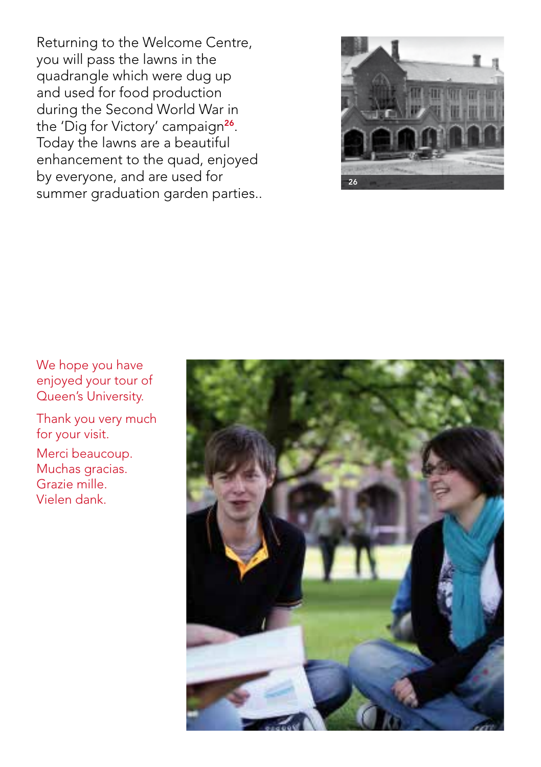Returning to the Welcome Centre, you will pass the lawns in the quadrangle which were dug up and used for food production during the Second World War in the 'Dig for Victory' campaign[26]. Today the lawns are a beautiful enhancement to the quad, enjoyed by everyone, and are used for summer graduation garden parties..

26

We hope you have enjoyed your tour of Queen's University.

Thank you very much for your visit.

Merci beaucoup.
Muchas gracias.
Grazie mille.
Vielen dank.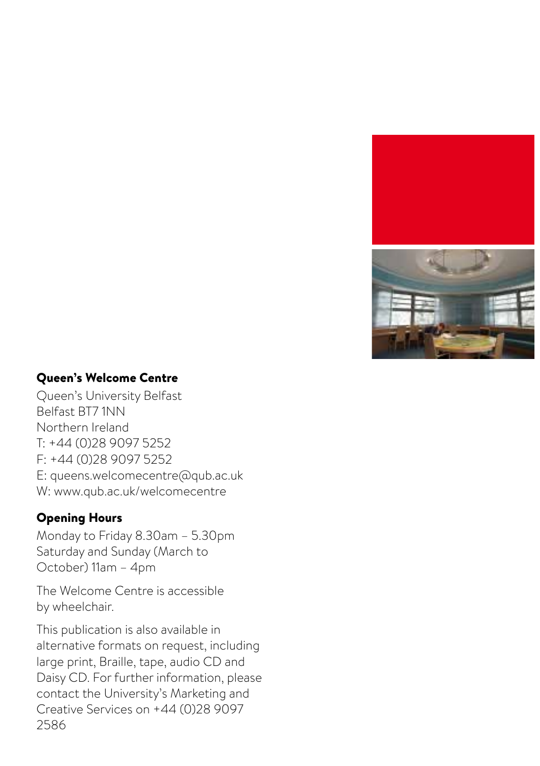**Queen's Welcome Centre**

Queen's University Belfast
Belfast BT7 1NN
Northern Ireland
T: +44 (0)28 9097 5252
F: +44 (0)28 9097 5252
E: queens.welcomecentre@qub.ac.uk
W: www.qub.ac.uk/welcomecentre

**Opening Hours**

Monday to Friday 8.30am – 5.30pm
Saturday and Sunday (March to October) 11am – 4pm

The Welcome Centre is accessible by wheelchair.

This publication is also available in alternative formats on request, including large print, Braille, tape, audio CD and Daisy CD. For further information, please contact the University's Marketing and Creative Services on +44 (0)28 9097 2586